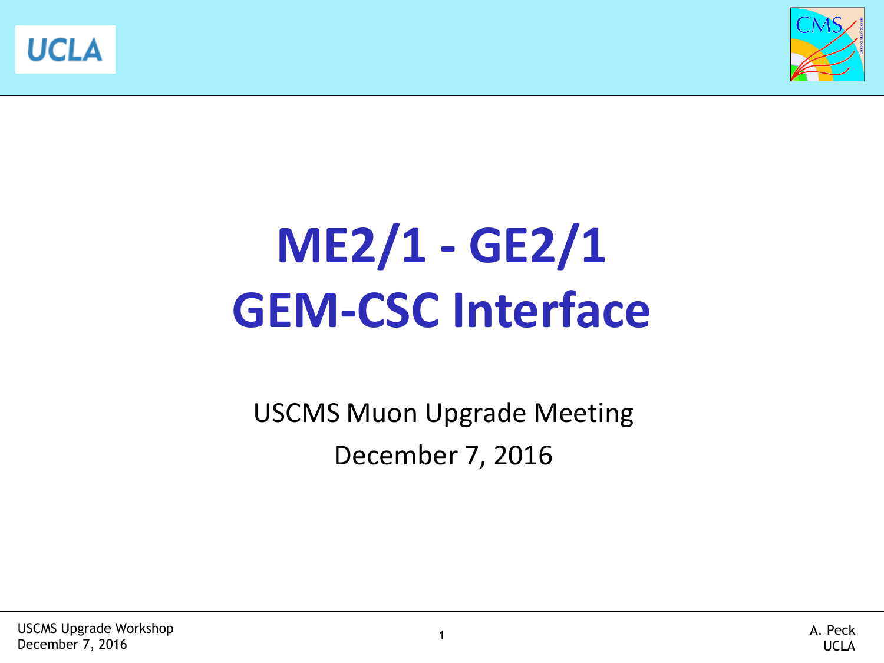# ME2/1 - GE2/1
# GEM-CSC Interface

USCMS Muon Upgrade Meeting

December 7, 2016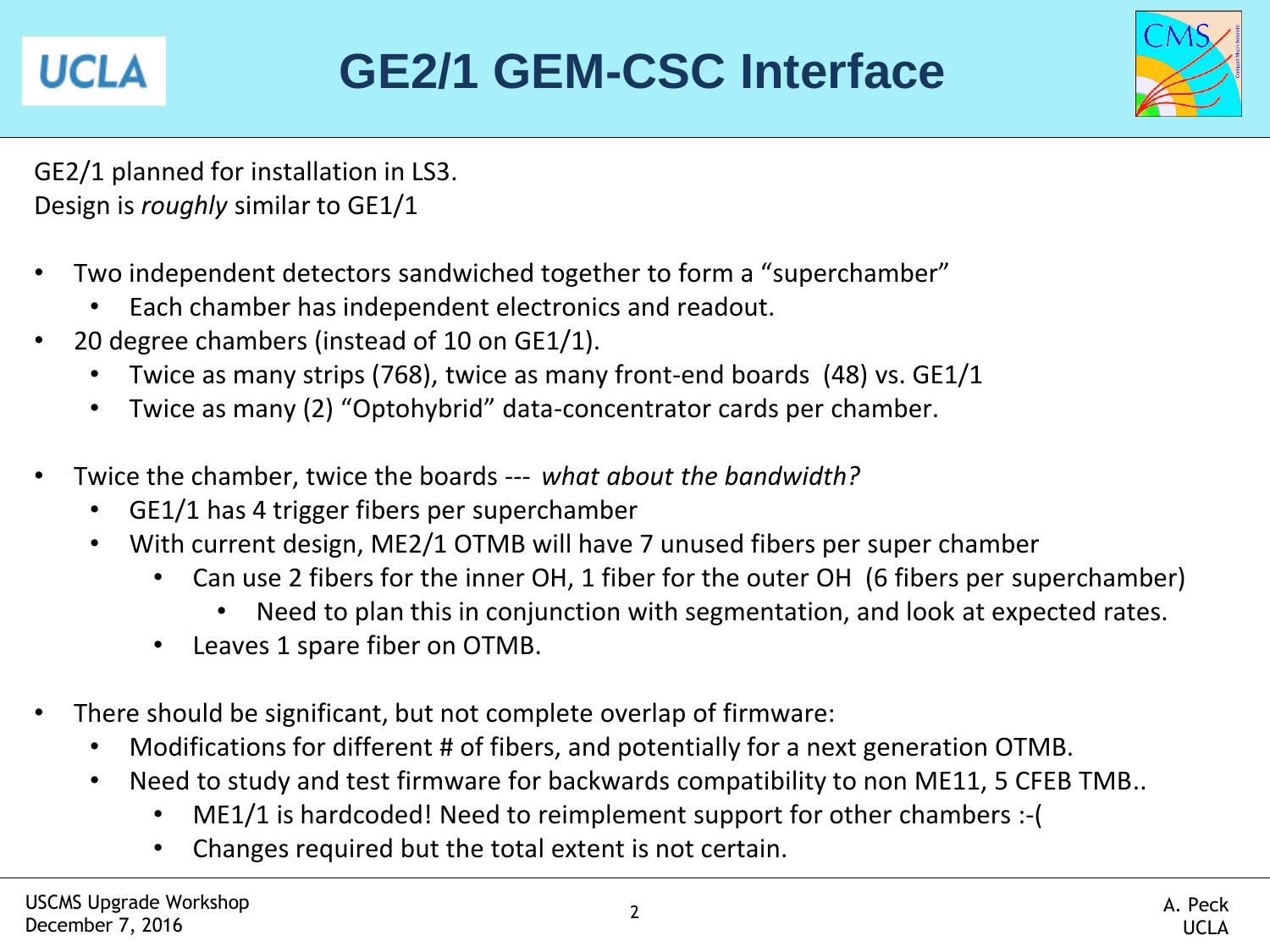# GE2/1 GEM-CSC Interface

GE2/1 planned for installation in LS3.
Design is *roughly* similar to GE1/1

- Two independent detectors sandwiched together to form a "superchamber"
  - Each chamber has independent electronics and readout.
- 20 degree chambers (instead of 10 on GE1/1).
  - Twice as many strips (768), twice as many front-end boards (48) vs. GE1/1
  - Twice as many (2) "Optohybrid" data-concentrator cards per chamber.

- Twice the chamber, twice the boards --- *what about the bandwidth?*
  - GE1/1 has 4 trigger fibers per superchamber
  - With current design, ME2/1 OTMB will have 7 unused fibers per super chamber
    - Can use 2 fibers for the inner OH, 1 fiber for the outer OH (6 fibers per superchamber)
      - Need to plan this in conjunction with segmentation, and look at expected rates.
    - Leaves 1 spare fiber on OTMB.

- There should be significant, but not complete overlap of firmware:
  - Modifications for different # of fibers, and potentially for a next generation OTMB.
  - Need to study and test firmware for backwards compatibility to non ME11, 5 CFEB TMB..
    - ME1/1 is hardcoded! Need to reimplement support for other chambers :-(
    - Changes required but the total extent is not certain.